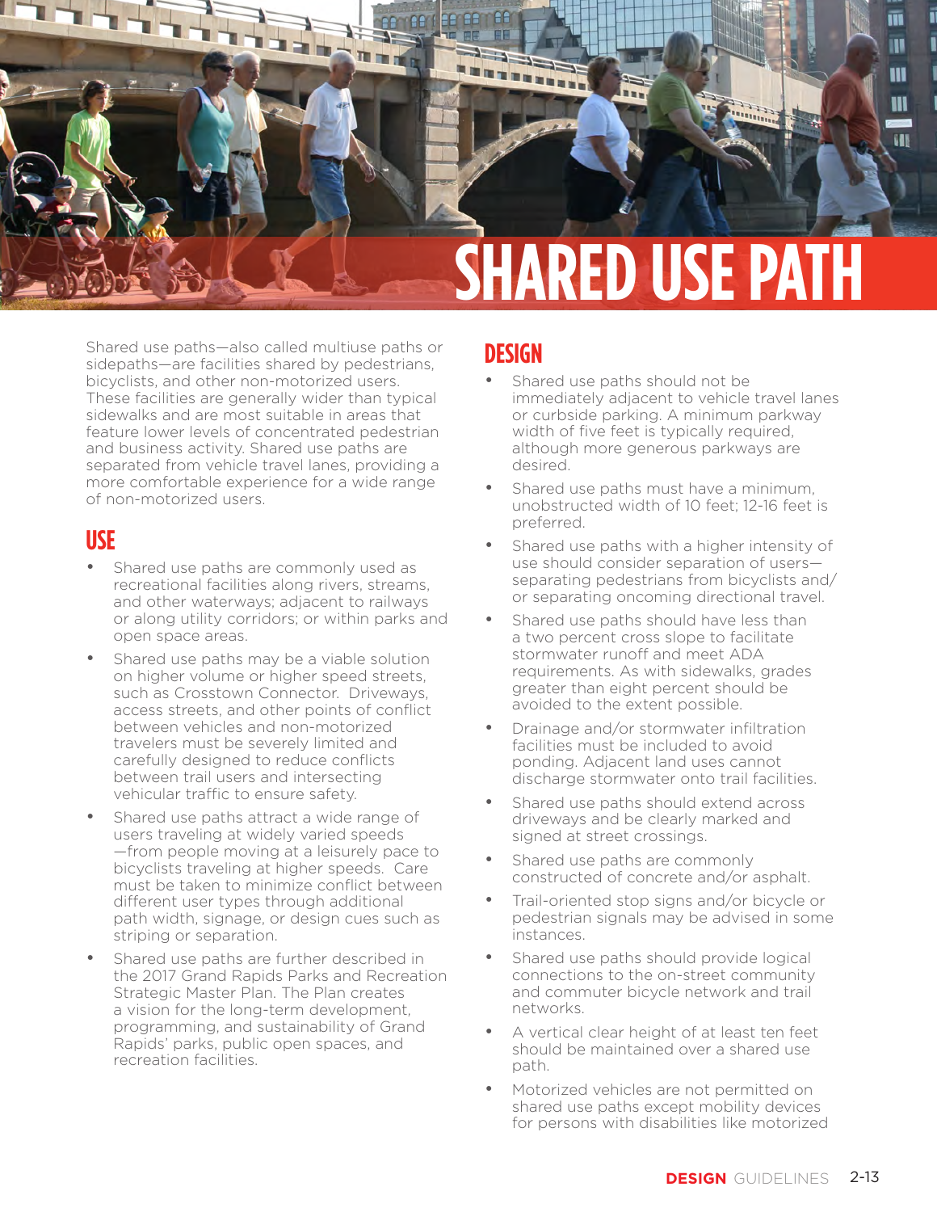# SHARED USE PATH

Shared use paths—also called multiuse paths or sidepaths—are facilities shared by pedestrians, bicyclists, and other non-motorized users. These facilities are generally wider than typical sidewalks and are most suitable in areas that feature lower levels of concentrated pedestrian and business activity. Shared use paths are separated from vehicle travel lanes, providing a more comfortable experience for a wide range of non-motorized users.

## USE

- Shared use paths are commonly used as recreational facilities along rivers, streams, and other waterways; adjacent to railways or along utility corridors; or within parks and open space areas.
- Shared use paths may be a viable solution on higher volume or higher speed streets, such as Crosstown Connector. Driveways, access streets, and other points of conflict between vehicles and non-motorized travelers must be severely limited and carefully designed to reduce conflicts between trail users and intersecting vehicular traffic to ensure safety.
- Shared use paths attract a wide range of users traveling at widely varied speeds—from people moving at a leisurely pace to bicyclists traveling at higher speeds. Care must be taken to minimize conflict between different user types through additional path width, signage, or design cues such as striping or separation.
- Shared use paths are further described in the 2017 Grand Rapids Parks and Recreation Strategic Master Plan. The Plan creates a vision for the long-term development, programming, and sustainability of Grand Rapids' parks, public open spaces, and recreation facilities.

## DESIGN

- Shared use paths should not be immediately adjacent to vehicle travel lanes or curbside parking. A minimum parkway width of five feet is typically required, although more generous parkways are desired.
- Shared use paths must have a minimum, unobstructed width of 10 feet; 12-16 feet is preferred.
- Shared use paths with a higher intensity of use should consider separation of users—separating pedestrians from bicyclists and/or separating oncoming directional travel.
- Shared use paths should have less than a two percent cross slope to facilitate stormwater runoff and meet ADA requirements. As with sidewalks, grades greater than eight percent should be avoided to the extent possible.
- Drainage and/or stormwater infiltration facilities must be included to avoid ponding. Adjacent land uses cannot discharge stormwater onto trail facilities.
- Shared use paths should extend across driveways and be clearly marked and signed at street crossings.
- Shared use paths are commonly constructed of concrete and/or asphalt.
- Trail-oriented stop signs and/or bicycle or pedestrian signals may be advised in some instances.
- Shared use paths should provide logical connections to the on-street community and commuter bicycle network and trail networks.
- A vertical clear height of at least ten feet should be maintained over a shared use path.
- Motorized vehicles are not permitted on shared use paths except mobility devices for persons with disabilities like motorized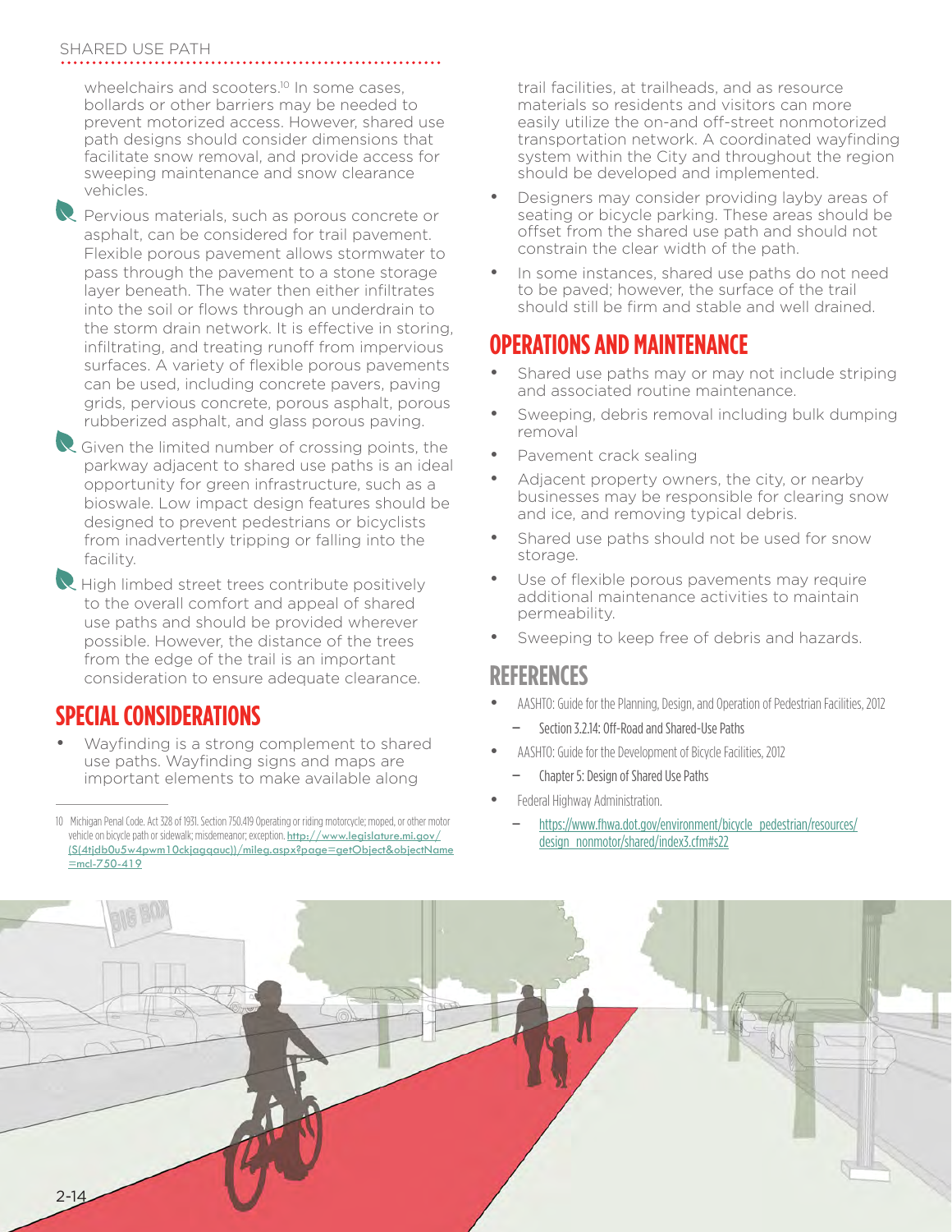wheelchairs and scooters.[10] In some cases, bollards or other barriers may be needed to prevent motorized access. However, shared use path designs should consider dimensions that facilitate snow removal, and provide access for sweeping maintenance and snow clearance vehicles.

- Pervious materials, such as porous concrete or asphalt, can be considered for trail pavement. Flexible porous pavement allows stormwater to pass through the pavement to a stone storage layer beneath. The water then either infiltrates into the soil or flows through an underdrain to the storm drain network. It is effective in storing, infiltrating, and treating runoff from impervious surfaces. A variety of flexible porous pavements can be used, including concrete pavers, paving grids, pervious concrete, porous asphalt, porous rubberized asphalt, and glass porous paving.
- Given the limited number of crossing points, the parkway adjacent to shared use paths is an ideal opportunity for green infrastructure, such as a bioswale. Low impact design features should be designed to prevent pedestrians or bicyclists from inadvertently tripping or falling into the facility.
- High limbed street trees contribute positively to the overall comfort and appeal of shared use paths and should be provided wherever possible. However, the distance of the trees from the edge of the trail is an important consideration to ensure adequate clearance.

## SPECIAL CONSIDERATIONS

- Wayfinding is a strong complement to shared use paths. Wayfinding signs and maps are important elements to make available along trail facilities, at trailheads, and as resource materials so residents and visitors can more easily utilize the on-and off-street nonmotorized transportation network. A coordinated wayfinding system within the City and throughout the region should be developed and implemented.
- Designers may consider providing layby areas of seating or bicycle parking. These areas should be offset from the shared use path and should not constrain the clear width of the path.
- In some instances, shared use paths do not need to be paved; however, the surface of the trail should still be firm and stable and well drained.

## OPERATIONS AND MAINTENANCE

- Shared use paths may or may not include striping and associated routine maintenance.
- Sweeping, debris removal including bulk dumping removal
- Pavement crack sealing
- Adjacent property owners, the city, or nearby businesses may be responsible for clearing snow and ice, and removing typical debris.
- Shared use paths should not be used for snow storage.
- Use of flexible porous pavements may require additional maintenance activities to maintain permeability.
- Sweeping to keep free of debris and hazards.

## REFERENCES

- AASHTO: Guide for the Planning, Design, and Operation of Pedestrian Facilities, 2012
  - Section 3.2.14: Off-Road and Shared-Use Paths
- AASHTO: Guide for the Development of Bicycle Facilities, 2012
  - Chapter 5: Design of Shared Use Paths
- Federal Highway Administration.
  - https://www.fhwa.dot.gov/environment/bicycle_pedestrian/resources/design_nonmotor/shared/index3.cfm#s22

---

10 Michigan Penal Code. Act 328 of 1931. Section 750.419 Operating or riding motorcycle; moped, or other motor vehicle on bicycle path or sidewalk; misdemeanor; exception. http://www.legislature.mi.gov/(S(4tjdb0u5w4pwm10ckjaggauc))/mileg.aspx?page=getObject&objectName=mcl-750-419